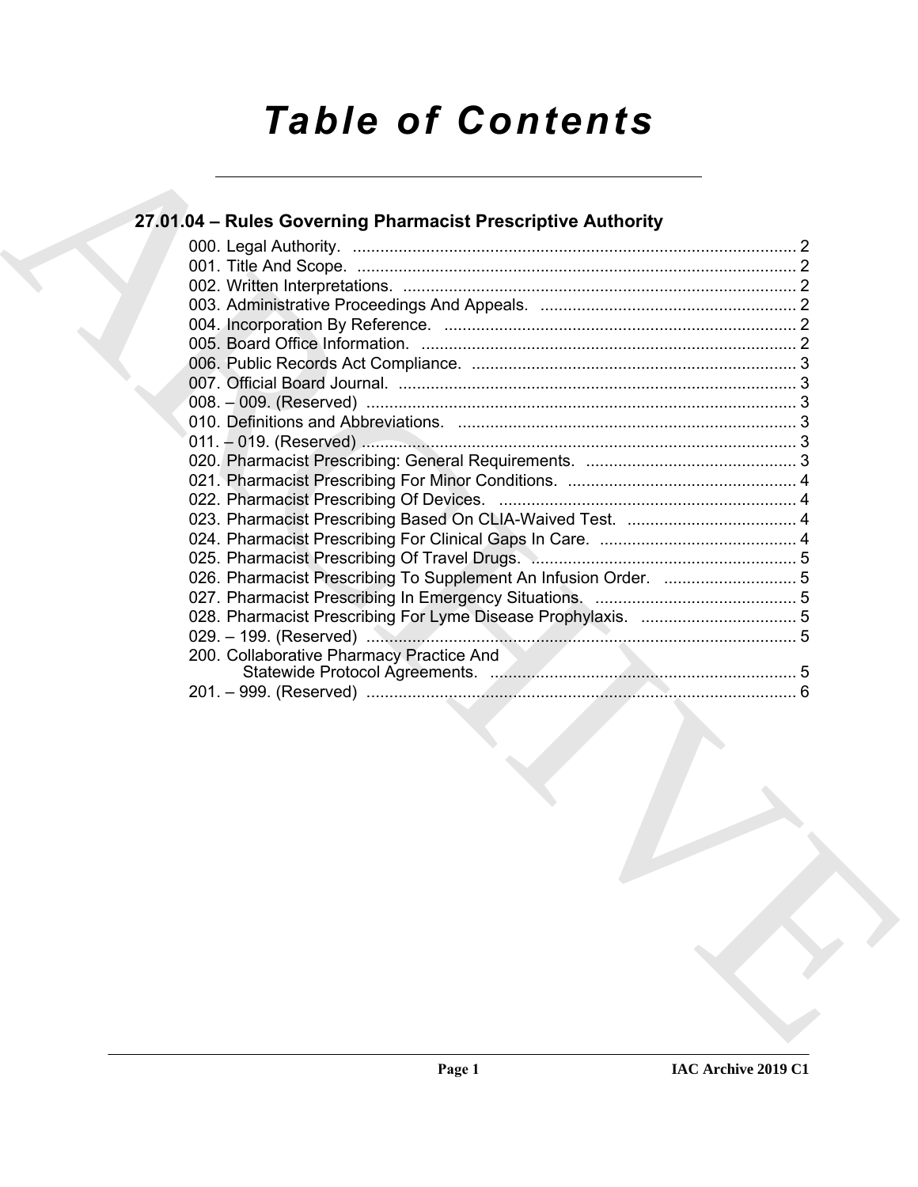# Table of Contents

## 27.01.04 – Rules Governing Pharmacist Prescriptive Authority

000. Legal Authority. ........................................................................................ 2
001. Title And Scope. ........................................................................................ 2
002. Written Interpretations. ........................................................................................ 2
003. Administrative Proceedings And Appeals. ........................................................ 2
004. Incorporation By Reference. ........................................................................................ 2
005. Board Office Information. ........................................................................................ 2
006. Public Records Act Compliance. ........................................................................................ 3
007. Official Board Journal. ........................................................................................ 3
008. – 009. (Reserved) ........................................................................................ 3
010. Definitions and Abbreviations. ........................................................................................ 3
011. – 019. (Reserved) ........................................................................................ 3
020. Pharmacist Prescribing: General Requirements. ........................................................ 3
021. Pharmacist Prescribing For Minor Conditions. ........................................................ 4
022. Pharmacist Prescribing Of Devices. ........................................................................................ 4
023. Pharmacist Prescribing Based On CLIA-Waived Test. ........................................................ 4
024. Pharmacist Prescribing For Clinical Gaps In Care. ........................................................ 4
025. Pharmacist Prescribing Of Travel Drugs. ........................................................ 5
026. Pharmacist Prescribing To Supplement An Infusion Order. ........................................................ 5
027. Pharmacist Prescribing In Emergency Situations. ........................................................ 5
028. Pharmacist Prescribing For Lyme Disease Prophylaxis. ........................................................ 5
029. – 199. (Reserved) ........................................................................................ 5
200. Collaborative Pharmacy Practice And Statewide Protocol Agreements. ........................................................ 5
201. – 999. (Reserved) ........................................................................................ 6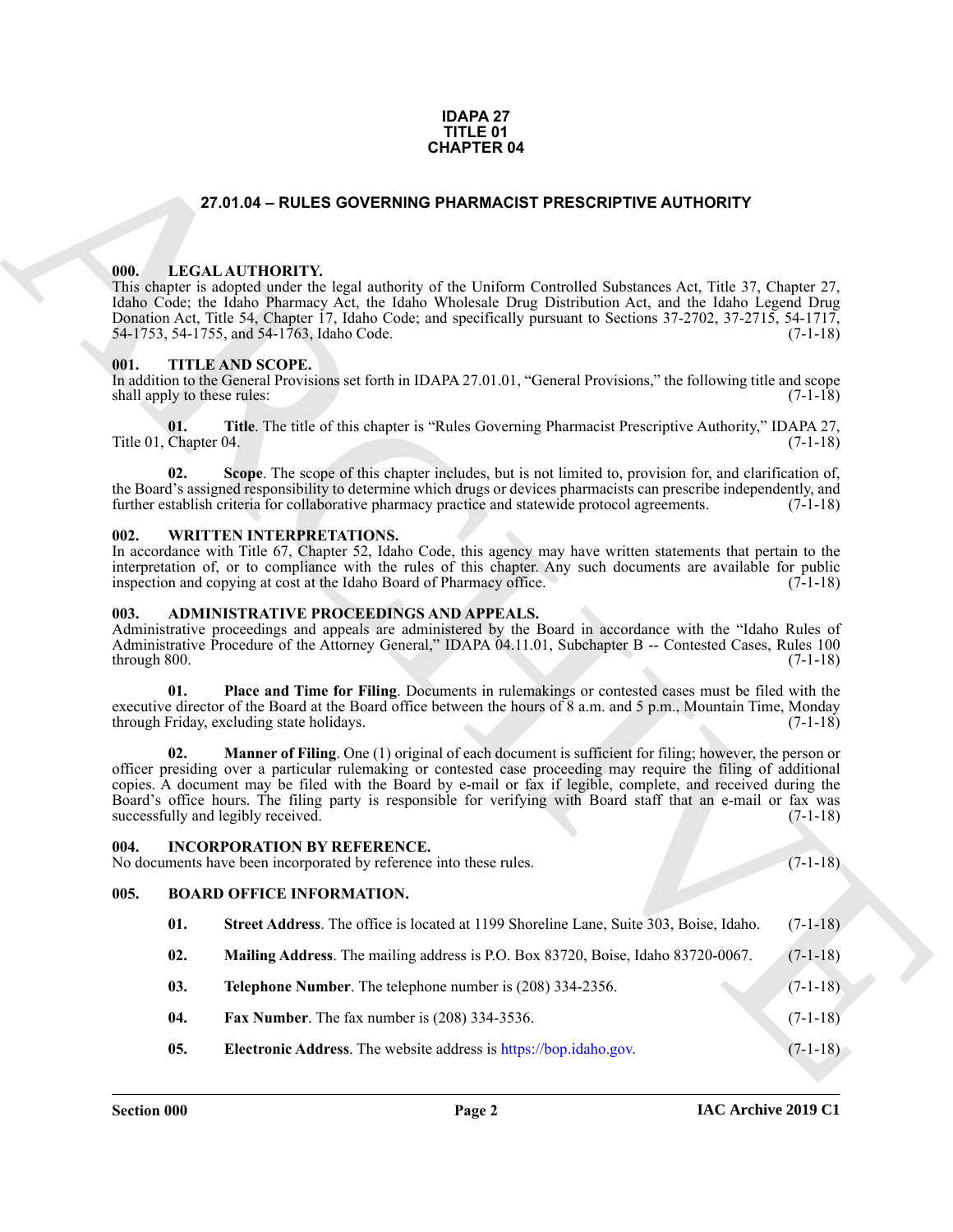**IDAPA 27**
**TITLE 01**
**CHAPTER 04**

## 27.01.04 – RULES GOVERNING PHARMACIST PRESCRIPTIVE AUTHORITY

### 000. LEGAL AUTHORITY.

This chapter is adopted under the legal authority of the Uniform Controlled Substances Act, Title 37, Chapter 27, Idaho Code; the Idaho Pharmacy Act, the Idaho Wholesale Drug Distribution Act, and the Idaho Legend Drug Donation Act, Title 54, Chapter 17, Idaho Code; and specifically pursuant to Sections 37-2702, 37-2715, 54-1717, 54-1753, 54-1755, and 54-1763, Idaho Code. (7-1-18)

### 001. TITLE AND SCOPE.

In addition to the General Provisions set forth in IDAPA 27.01.01, "General Provisions," the following title and scope shall apply to these rules: (7-1-18)

**01. Title**. The title of this chapter is "Rules Governing Pharmacist Prescriptive Authority," IDAPA 27, Title 01, Chapter 04. (7-1-18)

**02. Scope**. The scope of this chapter includes, but is not limited to, provision for, and clarification of, the Board's assigned responsibility to determine which drugs or devices pharmacists can prescribe independently, and further establish criteria for collaborative pharmacy practice and statewide protocol agreements. (7-1-18)

### 002. WRITTEN INTERPRETATIONS.

In accordance with Title 67, Chapter 52, Idaho Code, this agency may have written statements that pertain to the interpretation of, or to compliance with the rules of this chapter. Any such documents are available for public inspection and copying at cost at the Idaho Board of Pharmacy office. (7-1-18)

### 003. ADMINISTRATIVE PROCEEDINGS AND APPEALS.

Administrative proceedings and appeals are administered by the Board in accordance with the "Idaho Rules of Administrative Procedure of the Attorney General," IDAPA 04.11.01, Subchapter B -- Contested Cases, Rules 100 through 800. (7-1-18)

**01. Place and Time for Filing**. Documents in rulemakings or contested cases must be filed with the executive director of the Board at the Board office between the hours of 8 a.m. and 5 p.m., Mountain Time, Monday through Friday, excluding state holidays. (7-1-18)

**02. Manner of Filing**. One (1) original of each document is sufficient for filing; however, the person or officer presiding over a particular rulemaking or contested case proceeding may require the filing of additional copies. A document may be filed with the Board by e-mail or fax if legible, complete, and received during the Board's office hours. The filing party is responsible for verifying with Board staff that an e-mail or fax was successfully and legibly received. (7-1-18)

### 004. INCORPORATION BY REFERENCE.

No documents have been incorporated by reference into these rules. (7-1-18)

### 005. BOARD OFFICE INFORMATION.

**01. Street Address**. The office is located at 1199 Shoreline Lane, Suite 303, Boise, Idaho. (7-1-18)

**02. Mailing Address**. The mailing address is P.O. Box 83720, Boise, Idaho 83720-0067. (7-1-18)

**03. Telephone Number**. The telephone number is (208) 334-2356. (7-1-18)

**04. Fax Number**. The fax number is (208) 334-3536. (7-1-18)

**05. Electronic Address**. The website address is https://bop.idaho.gov. (7-1-18)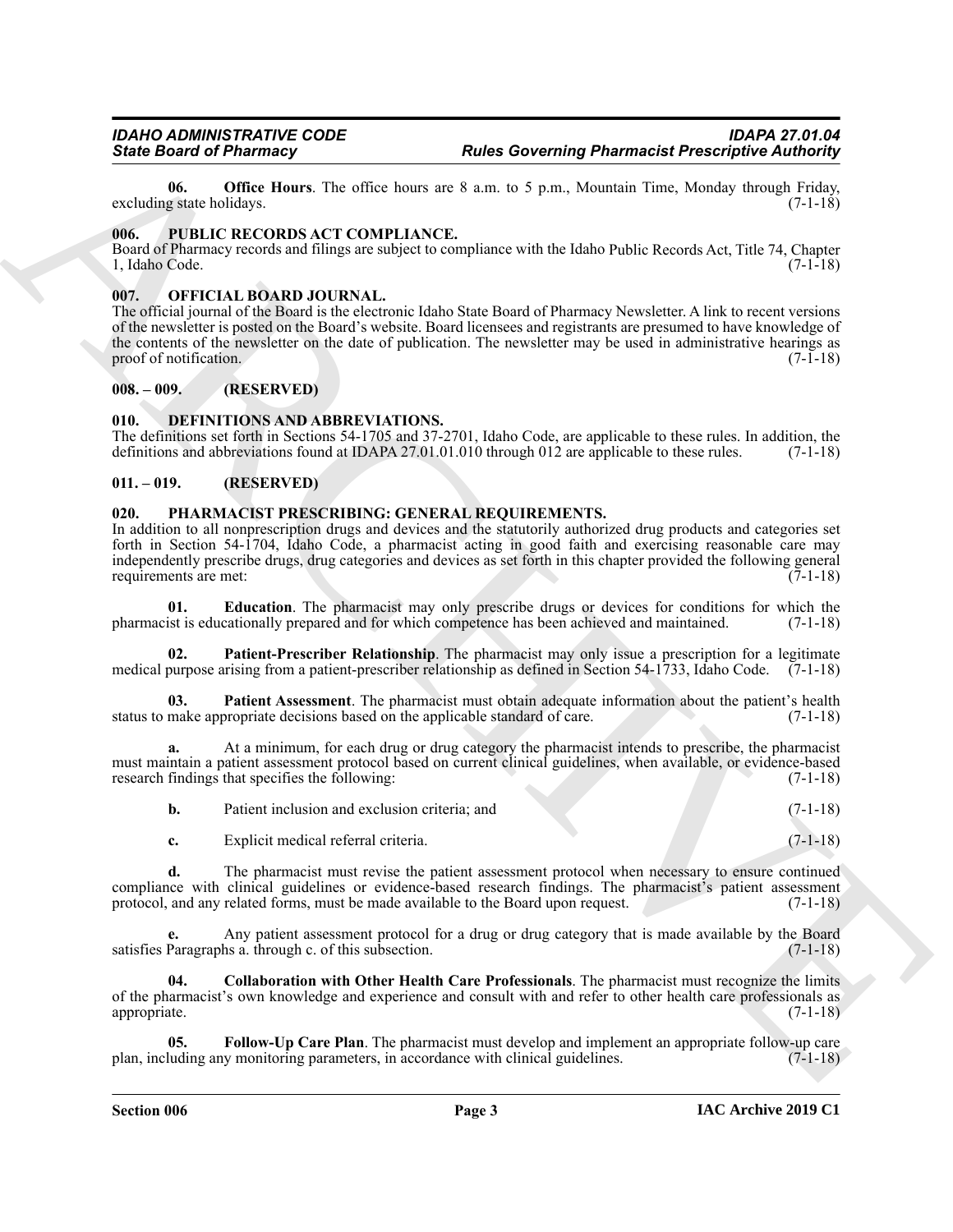**06. Office Hours**. The office hours are 8 a.m. to 5 p.m., Mountain Time, Monday through Friday, excluding state holidays. (7-1-18)

## 006. PUBLIC RECORDS ACT COMPLIANCE.

Board of Pharmacy records and filings are subject to compliance with the Idaho Public Records Act, Title 74, Chapter 1, Idaho Code. (7-1-18)

## 007. OFFICIAL BOARD JOURNAL.

The official journal of the Board is the electronic Idaho State Board of Pharmacy Newsletter. A link to recent versions of the newsletter is posted on the Board's website. Board licensees and registrants are presumed to have knowledge of the contents of the newsletter on the date of publication. The newsletter may be used in administrative hearings as proof of notification. (7-1-18)

## 008. – 009. (RESERVED)

## 010. DEFINITIONS AND ABBREVIATIONS.

The definitions set forth in Sections 54-1705 and 37-2701, Idaho Code, are applicable to these rules. In addition, the definitions and abbreviations found at IDAPA 27.01.01.010 through 012 are applicable to these rules. (7-1-18)

## 011. – 019. (RESERVED)

## 020. PHARMACIST PRESCRIBING: GENERAL REQUIREMENTS.

In addition to all nonprescription drugs and devices and the statutorily authorized drug products and categories set forth in Section 54-1704, Idaho Code, a pharmacist acting in good faith and exercising reasonable care may independently prescribe drugs, drug categories and devices as set forth in this chapter provided the following general requirements are met: (7-1-18)

**01. Education**. The pharmacist may only prescribe drugs or devices for conditions for which the pharmacist is educationally prepared and for which competence has been achieved and maintained. (7-1-18)

**02. Patient-Prescriber Relationship**. The pharmacist may only issue a prescription for a legitimate medical purpose arising from a patient-prescriber relationship as defined in Section 54-1733, Idaho Code. (7-1-18)

**03. Patient Assessment**. The pharmacist must obtain adequate information about the patient's health status to make appropriate decisions based on the applicable standard of care. (7-1-18)

**a.** At a minimum, for each drug or drug category the pharmacist intends to prescribe, the pharmacist must maintain a patient assessment protocol based on current clinical guidelines, when available, or evidence-based research findings that specifies the following: (7-1-18)

**b.** Patient inclusion and exclusion criteria; and (7-1-18)

**c.** Explicit medical referral criteria. (7-1-18)

**d.** The pharmacist must revise the patient assessment protocol when necessary to ensure continued compliance with clinical guidelines or evidence-based research findings. The pharmacist's patient assessment protocol, and any related forms, must be made available to the Board upon request. (7-1-18)

**e.** Any patient assessment protocol for a drug or drug category that is made available by the Board satisfies Paragraphs a. through c. of this subsection. (7-1-18)

**04. Collaboration with Other Health Care Professionals**. The pharmacist must recognize the limits of the pharmacist's own knowledge and experience and consult with and refer to other health care professionals as appropriate. (7-1-18)

**05. Follow-Up Care Plan**. The pharmacist must develop and implement an appropriate follow-up care plan, including any monitoring parameters, in accordance with clinical guidelines. (7-1-18)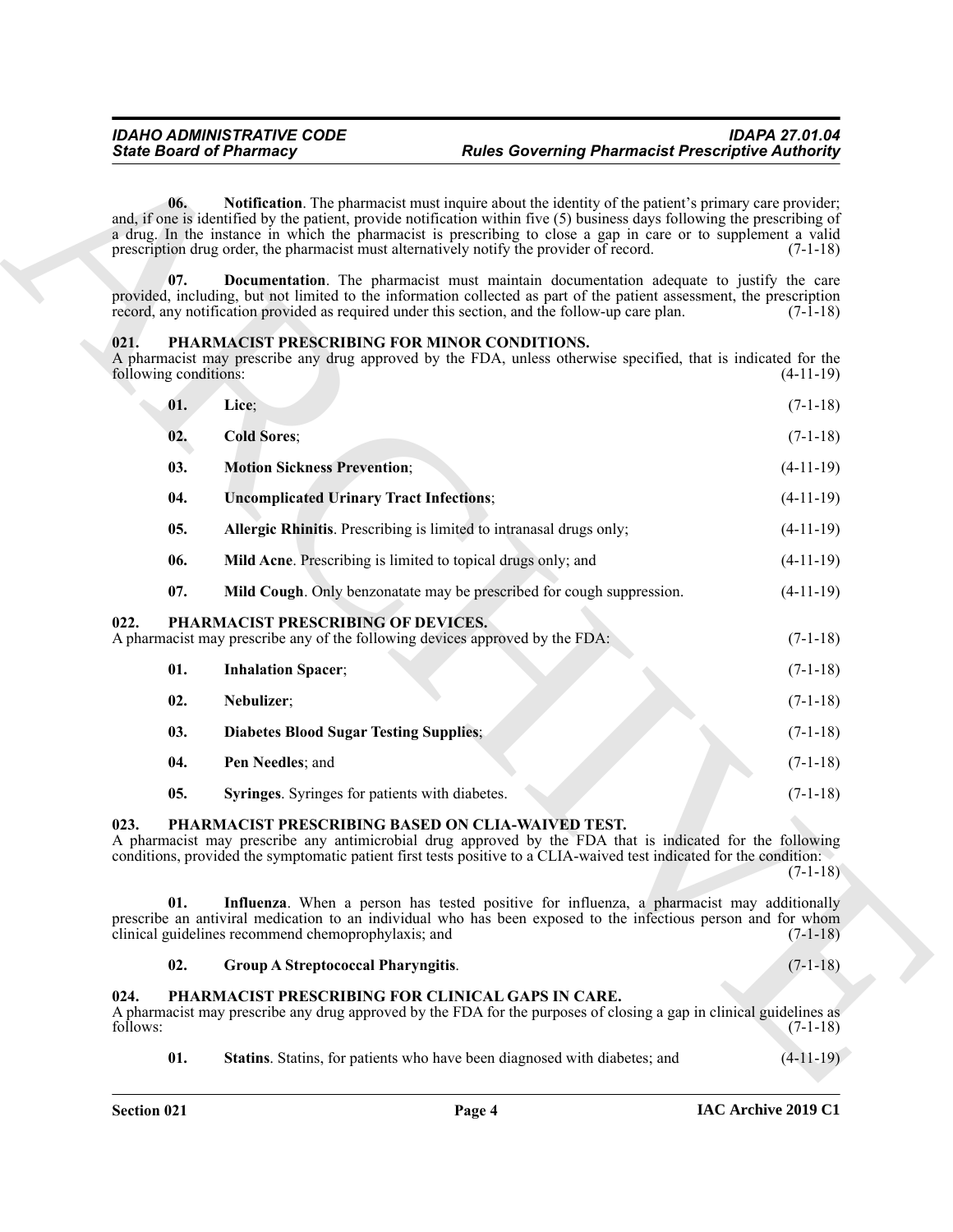**06. Notification**. The pharmacist must inquire about the identity of the patient's primary care provider; and, if one is identified by the patient, provide notification within five (5) business days following the prescribing of a drug. In the instance in which the pharmacist is prescribing to close a gap in care or to supplement a valid prescription drug order, the pharmacist must alternatively notify the provider of record. (7-1-18)

**07. Documentation**. The pharmacist must maintain documentation adequate to justify the care provided, including, but not limited to the information collected as part of the patient assessment, the prescription record, any notification provided as required under this section, and the follow-up care plan. (7-1-18)

## 021. PHARMACIST PRESCRIBING FOR MINOR CONDITIONS.

A pharmacist may prescribe any drug approved by the FDA, unless otherwise specified, that is indicated for the following conditions: (4-11-19)

**01. Lice**; (7-1-18)

**02. Cold Sores**; (7-1-18)

**03. Motion Sickness Prevention**; (4-11-19)

**04. Uncomplicated Urinary Tract Infections**; (4-11-19)

**05. Allergic Rhinitis**. Prescribing is limited to intranasal drugs only; (4-11-19)

**06. Mild Acne**. Prescribing is limited to topical drugs only; and (4-11-19)

**07. Mild Cough**. Only benzonatate may be prescribed for cough suppression. (4-11-19)

## 022. PHARMACIST PRESCRIBING OF DEVICES.

A pharmacist may prescribe any of the following devices approved by the FDA: (7-1-18)

**01. Inhalation Spacer**; (7-1-18)

**02. Nebulizer**; (7-1-18)

**03. Diabetes Blood Sugar Testing Supplies**; (7-1-18)

**04. Pen Needles**; and (7-1-18)

**05. Syringes**. Syringes for patients with diabetes. (7-1-18)

## 023. PHARMACIST PRESCRIBING BASED ON CLIA-WAIVED TEST.

A pharmacist may prescribe any antimicrobial drug approved by the FDA that is indicated for the following conditions, provided the symptomatic patient first tests positive to a CLIA-waived test indicated for the condition: (7-1-18)

**01. Influenza**. When a person has tested positive for influenza, a pharmacist may additionally prescribe an antiviral medication to an individual who has been exposed to the infectious person and for whom clinical guidelines recommend chemoprophylaxis; and (7-1-18)

**02. Group A Streptococcal Pharyngitis**. (7-1-18)

## 024. PHARMACIST PRESCRIBING FOR CLINICAL GAPS IN CARE.

A pharmacist may prescribe any drug approved by the FDA for the purposes of closing a gap in clinical guidelines as follows: (7-1-18)

**01. Statins**. Statins, for patients who have been diagnosed with diabetes; and (4-11-19)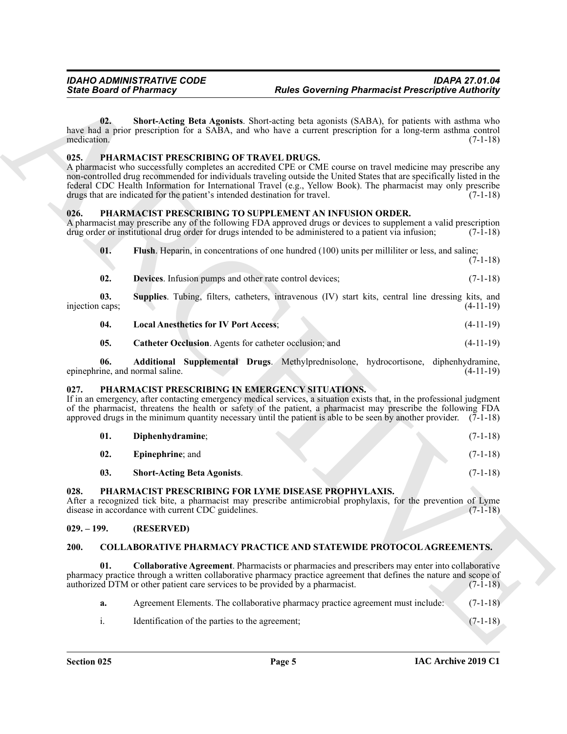**02. Short-Acting Beta Agonists**. Short-acting beta agonists (SABA), for patients with asthma who have had a prior prescription for a SABA, and who have a current prescription for a long-term asthma control medication. (7-1-18)

### 025. PHARMACIST PRESCRIBING OF TRAVEL DRUGS.

A pharmacist who successfully completes an accredited CPE or CME course on travel medicine may prescribe any non-controlled drug recommended for individuals traveling outside the United States that are specifically listed in the federal CDC Health Information for International Travel (e.g., Yellow Book). The pharmacist may only prescribe drugs that are indicated for the patient's intended destination for travel. (7-1-18)

### 026. PHARMACIST PRESCRIBING TO SUPPLEMENT AN INFUSION ORDER.

A pharmacist may prescribe any of the following FDA approved drugs or devices to supplement a valid prescription drug order or institutional drug order for drugs intended to be administered to a patient via infusion; (7-1-18)

**01. Flush**. Heparin, in concentrations of one hundred (100) units per milliliter or less, and saline; (7-1-18)

**02. Devices**. Infusion pumps and other rate control devices; (7-1-18)

**03. Supplies**. Tubing, filters, catheters, intravenous (IV) start kits, central line dressing kits, and injection caps; (4-11-19)

**04. Local Anesthetics for IV Port Access**; (4-11-19)

**05. Catheter Occlusion**. Agents for catheter occlusion; and (4-11-19)

**06. Additional Supplemental Drugs**. Methylprednisolone, hydrocortisone, diphenhydramine, epinephrine, and normal saline. (4-11-19)

### 027. PHARMACIST PRESCRIBING IN EMERGENCY SITUATIONS.

If in an emergency, after contacting emergency medical services, a situation exists that, in the professional judgment of the pharmacist, threatens the health or safety of the patient, a pharmacist may prescribe the following FDA approved drugs in the minimum quantity necessary until the patient is able to be seen by another provider. (7-1-18)

**01. Diphenhydramine**; (7-1-18)

**02. Epinephrine**; and (7-1-18)

**03. Short-Acting Beta Agonists**. (7-1-18)

### 028. PHARMACIST PRESCRIBING FOR LYME DISEASE PROPHYLAXIS.

After a recognized tick bite, a pharmacist may prescribe antimicrobial prophylaxis, for the prevention of Lyme disease in accordance with current CDC guidelines. (7-1-18)

### 029. – 199. (RESERVED)

### 200. COLLABORATIVE PHARMACY PRACTICE AND STATEWIDE PROTOCOL AGREEMENTS.

**01. Collaborative Agreement**. Pharmacists or pharmacies and prescribers may enter into collaborative pharmacy practice through a written collaborative pharmacy practice agreement that defines the nature and scope of authorized DTM or other patient care services to be provided by a pharmacist. (7-1-18)

**a.** Agreement Elements. The collaborative pharmacy practice agreement must include: (7-1-18)

i. Identification of the parties to the agreement; (7-1-18)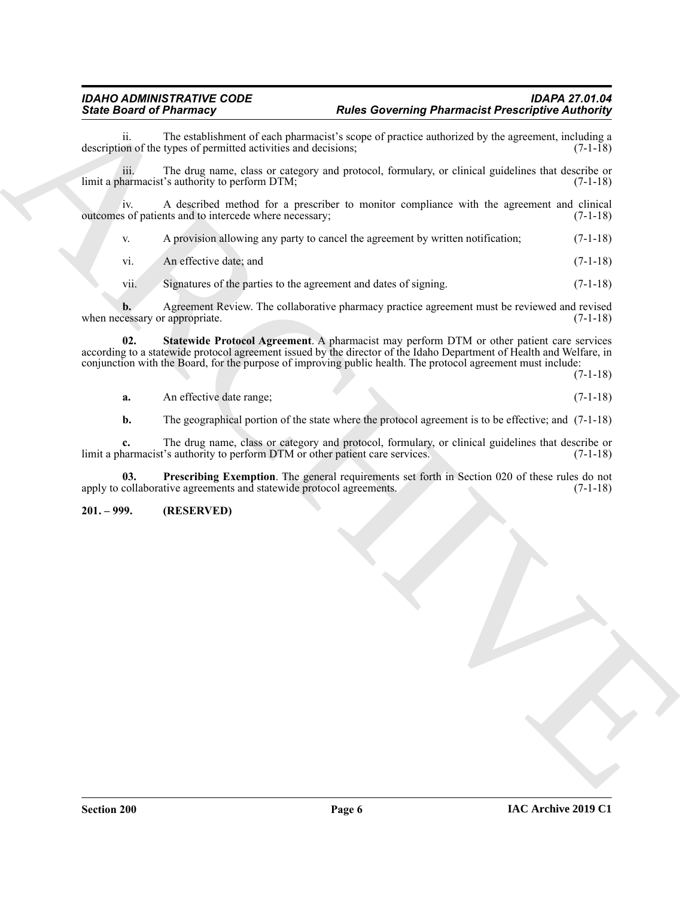ii. The establishment of each pharmacist's scope of practice authorized by the agreement, including a description of the types of permitted activities and decisions; (7-1-18)

iii. The drug name, class or category and protocol, formulary, or clinical guidelines that describe or limit a pharmacist's authority to perform DTM; (7-1-18)

iv. A described method for a prescriber to monitor compliance with the agreement and clinical outcomes of patients and to intercede where necessary; (7-1-18)

v. A provision allowing any party to cancel the agreement by written notification; (7-1-18)

vi. An effective date; and (7-1-18)

vii. Signatures of the parties to the agreement and dates of signing. (7-1-18)

**b.** Agreement Review. The collaborative pharmacy practice agreement must be reviewed and revised when necessary or appropriate. (7-1-18)

**02. Statewide Protocol Agreement**. A pharmacist may perform DTM or other patient care services according to a statewide protocol agreement issued by the director of the Idaho Department of Health and Welfare, in conjunction with the Board, for the purpose of improving public health. The protocol agreement must include: (7-1-18)

**a.** An effective date range; (7-1-18)

**b.** The geographical portion of the state where the protocol agreement is to be effective; and (7-1-18)

**c.** The drug name, class or category and protocol, formulary, or clinical guidelines that describe or limit a pharmacist's authority to perform DTM or other patient care services. (7-1-18)

**03. Prescribing Exemption**. The general requirements set forth in Section 020 of these rules do not apply to collaborative agreements and statewide protocol agreements. (7-1-18)

**201. – 999. (RESERVED)**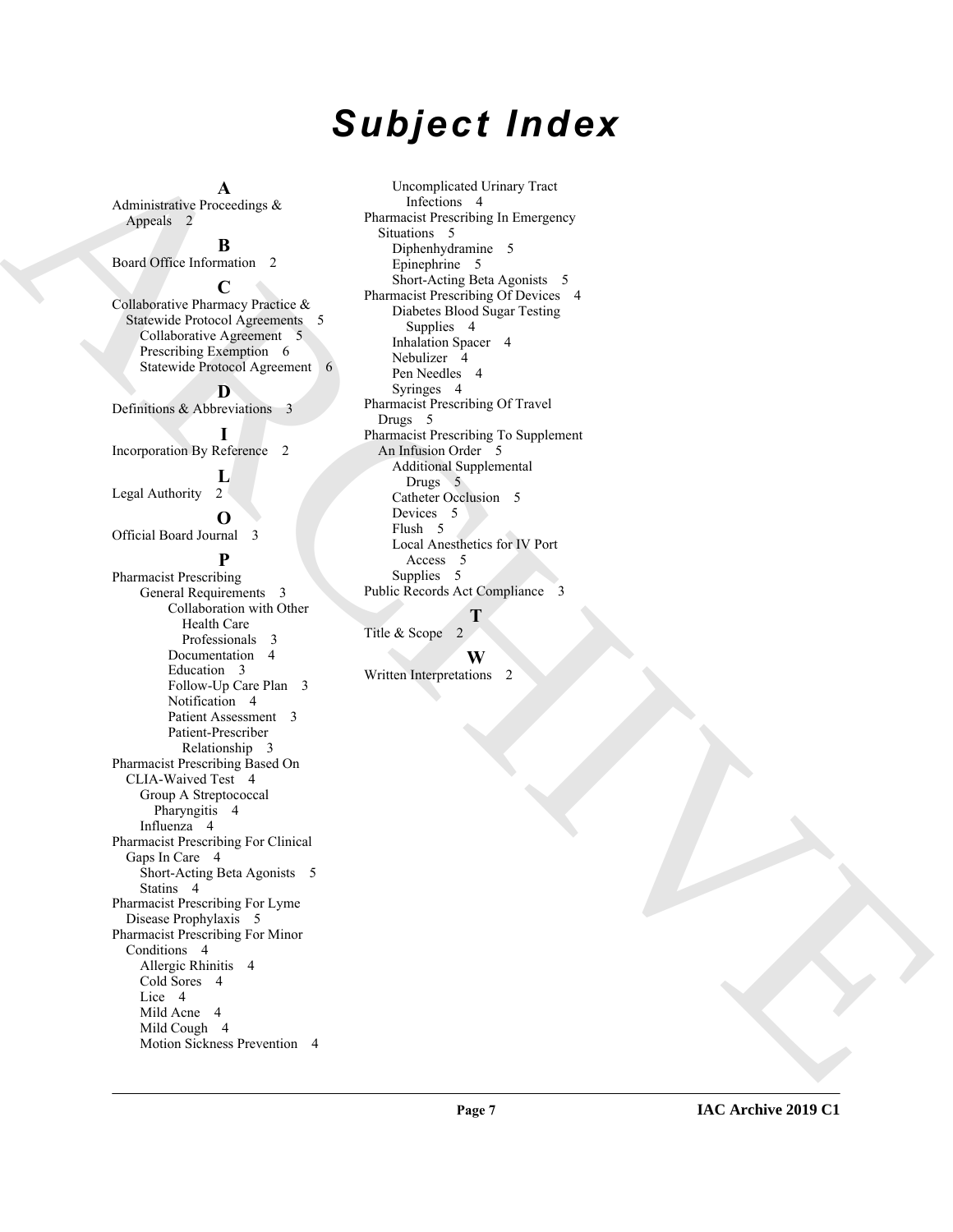# Subject Index

**A**

Administrative Proceedings & Appeals 2

**B**

Board Office Information 2

**C**

Collaborative Pharmacy Practice & Statewide Protocol Agreements 5
- Collaborative Agreement 5
- Prescribing Exemption 6
- Statewide Protocol Agreement 6

**D**

Definitions & Abbreviations 3

**I**

Incorporation By Reference 2

**L**

Legal Authority 2

**O**

Official Board Journal 3

**P**

Pharmacist Prescribing
- General Requirements 3
  - Collaboration with Other Health Care Professionals 3
  - Documentation 4
  - Education 3
  - Follow-Up Care Plan 3
  - Notification 4
  - Patient Assessment 3
  - Patient-Prescriber Relationship 3

Pharmacist Prescribing Based On CLIA-Waived Test 4
- Group A Streptococcal Pharyngitis 4
- Influenza 4

Pharmacist Prescribing For Clinical Gaps In Care 4
- Short-Acting Beta Agonists 5
- Statins 4

Pharmacist Prescribing For Lyme Disease Prophylaxis 5

Pharmacist Prescribing For Minor Conditions 4
- Allergic Rhinitis 4
- Cold Sores 4
- Lice 4
- Mild Acne 4
- Mild Cough 4
- Motion Sickness Prevention 4
- Uncomplicated Urinary Tract Infections 4

Pharmacist Prescribing In Emergency Situations 5
- Diphenhydramine 5
- Epinephrine 5
- Short-Acting Beta Agonists 5

Pharmacist Prescribing Of Devices 4
- Diabetes Blood Sugar Testing Supplies 4
- Inhalation Spacer 4
- Nebulizer 4
- Pen Needles 4
- Syringes 4

Pharmacist Prescribing Of Travel Drugs 5

Pharmacist Prescribing To Supplement An Infusion Order 5
- Additional Supplemental Drugs 5
- Catheter Occlusion 5
- Devices 5
- Flush 5
- Local Anesthetics for IV Port Access 5
- Supplies 5

Public Records Act Compliance 3

**T**

Title & Scope 2

**W**

Written Interpretations 2